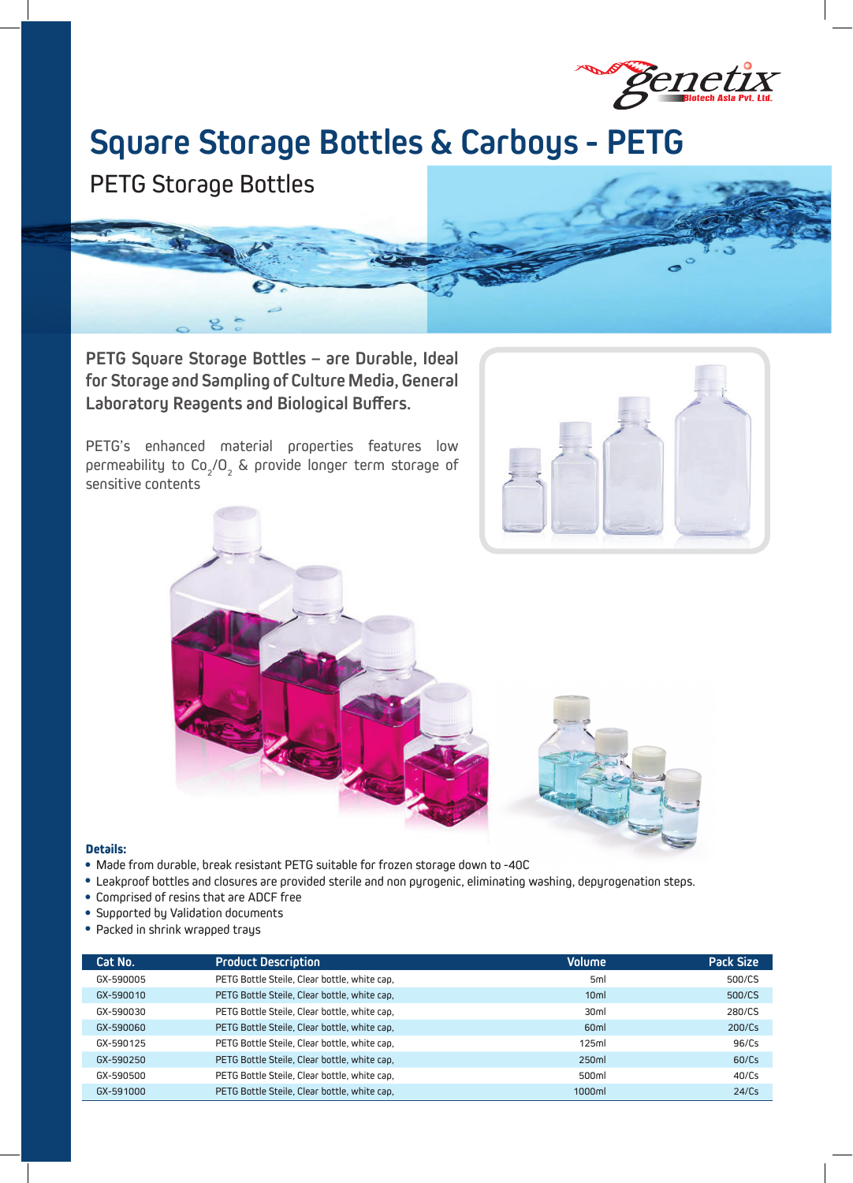# Square Storage Bottles & Carboys - PETG

## PETG Storage Bottles

**PETG Square Storage Bottles – are Durable, Ideal for Storage and Sampling of Culture Media, General Laboratory Reagents and Biological Buffers.**

PETG's enhanced material properties features low permeability to $Co_2/O_2$ & provide longer term storage of sensitive contents

**Details:**

- Made from durable, break resistant PETG suitable for frozen storage down to -40C
- Leakproof bottles and closures are provided sterile and non pyrogenic, eliminating washing, depyrogenation steps.
- Comprised of resins that are ADCF free
- Supported by Validation documents
- Packed in shrink wrapped trays

| Cat No. | Product Description | Volume | Pack Size |
|---|---|---|---|
| GX-590005 | PETG Bottle Steile, Clear bottle, white cap, | 5ml | 500/CS |
| GX-590010 | PETG Bottle Steile, Clear bottle, white cap, | 10ml | 500/CS |
| GX-590030 | PETG Bottle Steile, Clear bottle, white cap, | 30ml | 280/CS |
| GX-590060 | PETG Bottle Steile, Clear bottle, white cap, | 60ml | 200/Cs |
| GX-590125 | PETG Bottle Steile, Clear bottle, white cap, | 125ml | 96/Cs |
| GX-590250 | PETG Bottle Steile, Clear bottle, white cap, | 250ml | 60/Cs |
| GX-590500 | PETG Bottle Steile, Clear bottle, white cap, | 500ml | 40/Cs |
| GX-591000 | PETG Bottle Steile, Clear bottle, white cap, | 1000ml | 24/Cs |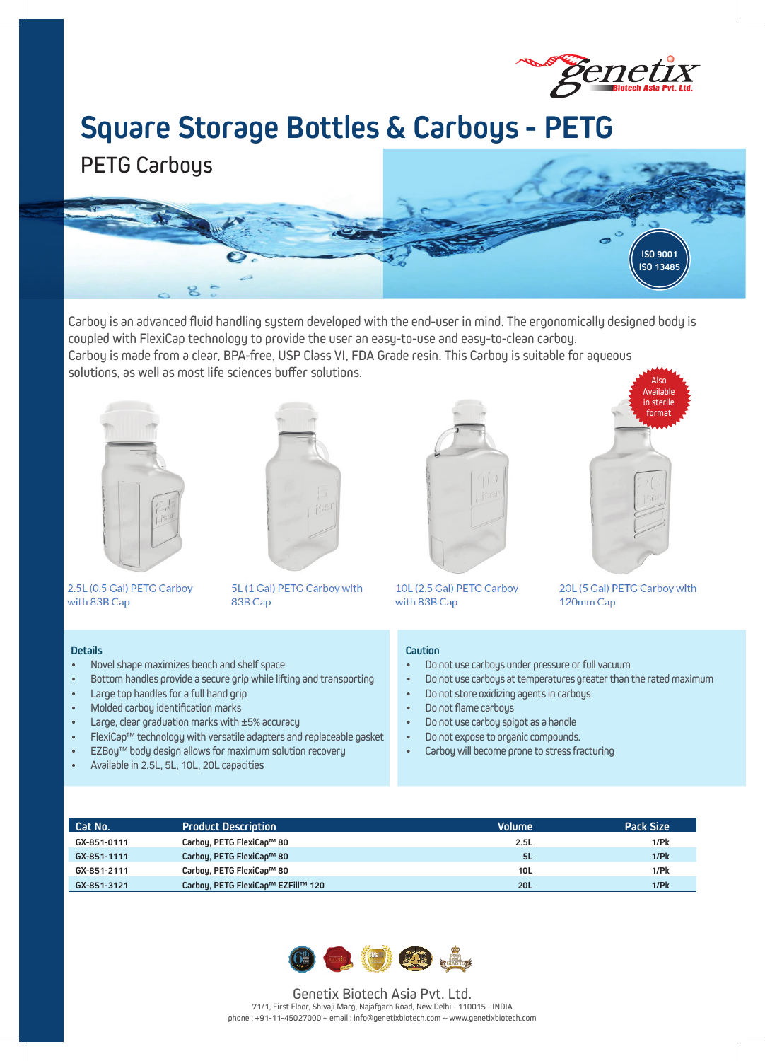# Square Storage Bottles & Carboys - PETG

## PETG Carboys

ISO 9001
ISO 13485

Carboy is an advanced fluid handling system developed with the end-user in mind. The ergonomically designed body is coupled with FlexiCap technology to provide the user an easy-to-use and easy-to-clean carboy.
Carboy is made from a clear, BPA-free, USP Class VI, FDA Grade resin. This Carboy is suitable for aqueous solutions, as well as most life sciences buffer solutions.

Also Available in sterile format

2.5L (0.5 Gal) PETG Carboy with 83B Cap

5L (1 Gal) PETG Carboy with 83B Cap

10L (2.5 Gal) PETG Carboy with 83B Cap

20L (5 Gal) PETG Carboy with 120mm Cap

### Details

- Novel shape maximizes bench and shelf space
- Bottom handles provide a secure grip while lifting and transporting
- Large top handles for a full hand grip
- Molded carboy identification marks
- Large, clear graduation marks with ±5% accuracy
- FlexiCap™ technology with versatile adapters and replaceable gasket
- EZBoy™ body design allows for maximum solution recovery
- Available in 2.5L, 5L, 10L, 20L capacities

### Caution

- Do not use carboys under pressure or full vacuum
- Do not use carboys at temperatures greater than the rated maximum
- Do not store oxidizing agents in carboys
- Do not flame carboys
- Do not use carboy spigot as a handle
- Do not expose to organic compounds.
- Carboy will become prone to stress fracturing

| Cat No. | Product Description | Volume | Pack Size |
|---|---|---|---|
| GX-851-0111 | Carboy, PETG FlexiCap™ 80 | 2.5L | 1/Pk |
| GX-851-1111 | Carboy, PETG FlexiCap™ 80 | 5L | 1/Pk |
| GX-851-2111 | Carboy, PETG FlexiCap™ 80 | 10L | 1/Pk |
| GX-851-3121 | Carboy, PETG FlexiCap™ EZFill™ 120 | 20L | 1/Pk |

Genetix Biotech Asia Pvt. Ltd.
71/1, First Floor, Shivaji Marg, Najafgarh Road, New Delhi - 110015 - INDIA
phone : +91-11-45027000 ~ email : info@genetixbiotech.com ~ www.genetixbiotech.com